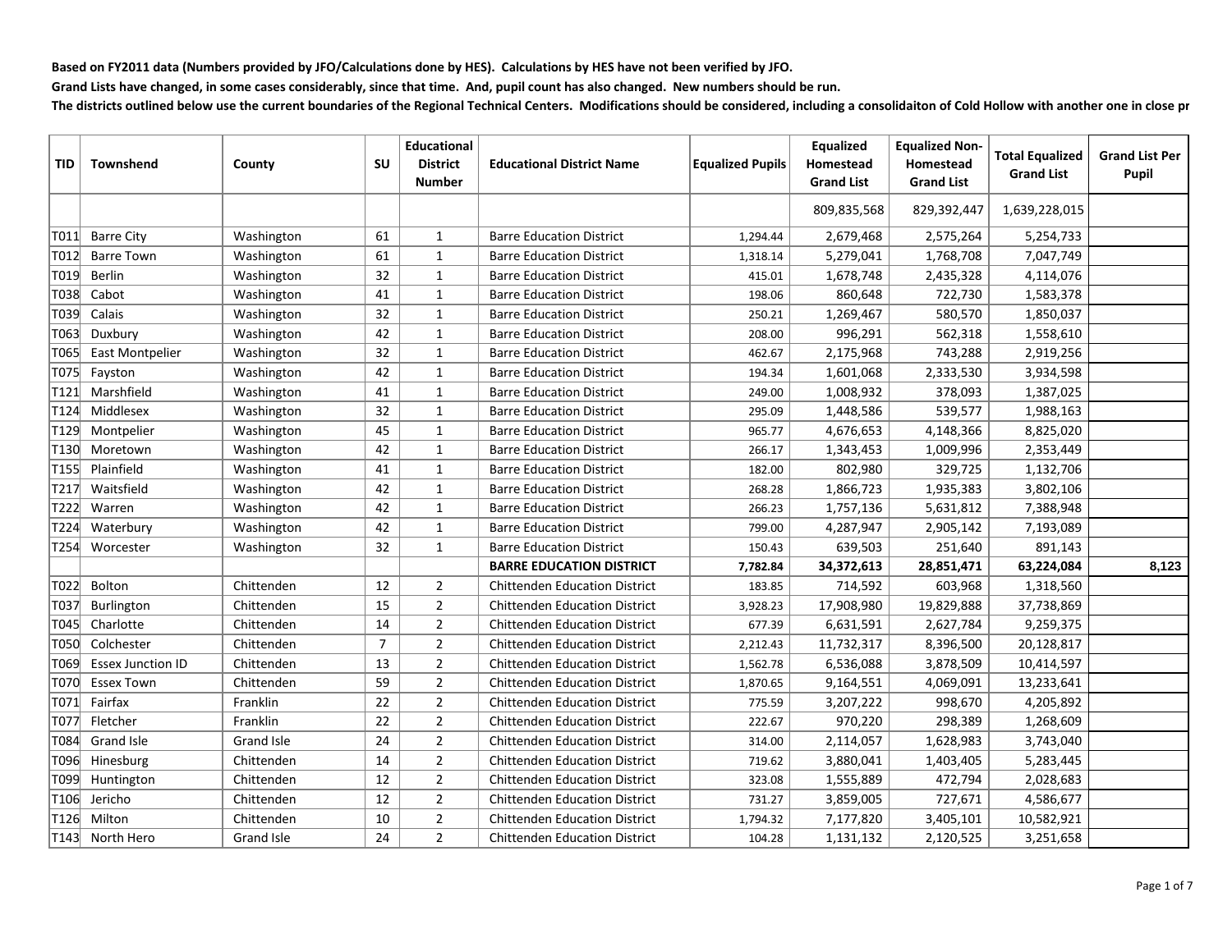**Based on FY2011 data (Numbers provided by JFO/Calculations done by HES). Calculations by HES have not been verified by JFO.**

**Grand Lists have changed, in some cases considerably, since that time. And, pupil count has also changed. New numbers should be run.**

**The districts outlined below use the current boundaries of the Regional Technical Centers. Modifications should be considered, including a consolidaiton of Cold Hollow with another one in close pr**

| TID | Townshend | County | SU | Educational District Number | Educational District Name | Equalized Pupils | Equalized Homestead Grand List | Equalized Non-Homestead Grand List | Total Equalized Grand List | Grand List Per Pupil |
|---|---|---|---|---|---|---|---|---|---|---|
| | | | | | | | 809,835,568 | 829,392,447 | 1,639,228,015 | |
| T011 | Barre City | Washington | 61 | 1 | Barre Education District | 1,294.44 | 2,679,468 | 2,575,264 | 5,254,733 | |
| T012 | Barre Town | Washington | 61 | 1 | Barre Education District | 1,318.14 | 5,279,041 | 1,768,708 | 7,047,749 | |
| T019 | Berlin | Washington | 32 | 1 | Barre Education District | 415.01 | 1,678,748 | 2,435,328 | 4,114,076 | |
| T038 | Cabot | Washington | 41 | 1 | Barre Education District | 198.06 | 860,648 | 722,730 | 1,583,378 | |
| T039 | Calais | Washington | 32 | 1 | Barre Education District | 250.21 | 1,269,467 | 580,570 | 1,850,037 | |
| T063 | Duxbury | Washington | 42 | 1 | Barre Education District | 208.00 | 996,291 | 562,318 | 1,558,610 | |
| T065 | East Montpelier | Washington | 32 | 1 | Barre Education District | 462.67 | 2,175,968 | 743,288 | 2,919,256 | |
| T075 | Fayston | Washington | 42 | 1 | Barre Education District | 194.34 | 1,601,068 | 2,333,530 | 3,934,598 | |
| T121 | Marshfield | Washington | 41 | 1 | Barre Education District | 249.00 | 1,008,932 | 378,093 | 1,387,025 | |
| T124 | Middlesex | Washington | 32 | 1 | Barre Education District | 295.09 | 1,448,586 | 539,577 | 1,988,163 | |
| T129 | Montpelier | Washington | 45 | 1 | Barre Education District | 965.77 | 4,676,653 | 4,148,366 | 8,825,020 | |
| T130 | Moretown | Washington | 42 | 1 | Barre Education District | 266.17 | 1,343,453 | 1,009,996 | 2,353,449 | |
| T155 | Plainfield | Washington | 41 | 1 | Barre Education District | 182.00 | 802,980 | 329,725 | 1,132,706 | |
| T217 | Waitsfield | Washington | 42 | 1 | Barre Education District | 268.28 | 1,866,723 | 1,935,383 | 3,802,106 | |
| T222 | Warren | Washington | 42 | 1 | Barre Education District | 266.23 | 1,757,136 | 5,631,812 | 7,388,948 | |
| T224 | Waterbury | Washington | 42 | 1 | Barre Education District | 799.00 | 4,287,947 | 2,905,142 | 7,193,089 | |
| T254 | Worcester | Washington | 32 | 1 | Barre Education District | 150.43 | 639,503 | 251,640 | 891,143 | |
| | | | | | **BARRE EDUCATION DISTRICT** | **7,782.84** | **34,372,613** | **28,851,471** | **63,224,084** | **8,123** |
| T022 | Bolton | Chittenden | 12 | 2 | Chittenden Education District | 183.85 | 714,592 | 603,968 | 1,318,560 | |
| T037 | Burlington | Chittenden | 15 | 2 | Chittenden Education District | 3,928.23 | 17,908,980 | 19,829,888 | 37,738,869 | |
| T045 | Charlotte | Chittenden | 14 | 2 | Chittenden Education District | 677.39 | 6,631,591 | 2,627,784 | 9,259,375 | |
| T050 | Colchester | Chittenden | 7 | 2 | Chittenden Education District | 2,212.43 | 11,732,317 | 8,396,500 | 20,128,817 | |
| T069 | Essex Junction ID | Chittenden | 13 | 2 | Chittenden Education District | 1,562.78 | 6,536,088 | 3,878,509 | 10,414,597 | |
| T070 | Essex Town | Chittenden | 59 | 2 | Chittenden Education District | 1,870.65 | 9,164,551 | 4,069,091 | 13,233,641 | |
| T071 | Fairfax | Franklin | 22 | 2 | Chittenden Education District | 775.59 | 3,207,222 | 998,670 | 4,205,892 | |
| T077 | Fletcher | Franklin | 22 | 2 | Chittenden Education District | 222.67 | 970,220 | 298,389 | 1,268,609 | |
| T084 | Grand Isle | Grand Isle | 24 | 2 | Chittenden Education District | 314.00 | 2,114,057 | 1,628,983 | 3,743,040 | |
| T096 | Hinesburg | Chittenden | 14 | 2 | Chittenden Education District | 719.62 | 3,880,041 | 1,403,405 | 5,283,445 | |
| T099 | Huntington | Chittenden | 12 | 2 | Chittenden Education District | 323.08 | 1,555,889 | 472,794 | 2,028,683 | |
| T106 | Jericho | Chittenden | 12 | 2 | Chittenden Education District | 731.27 | 3,859,005 | 727,671 | 4,586,677 | |
| T126 | Milton | Chittenden | 10 | 2 | Chittenden Education District | 1,794.32 | 7,177,820 | 3,405,101 | 10,582,921 | |
| T143 | North Hero | Grand Isle | 24 | 2 | Chittenden Education District | 104.28 | 1,131,132 | 2,120,525 | 3,251,658 | |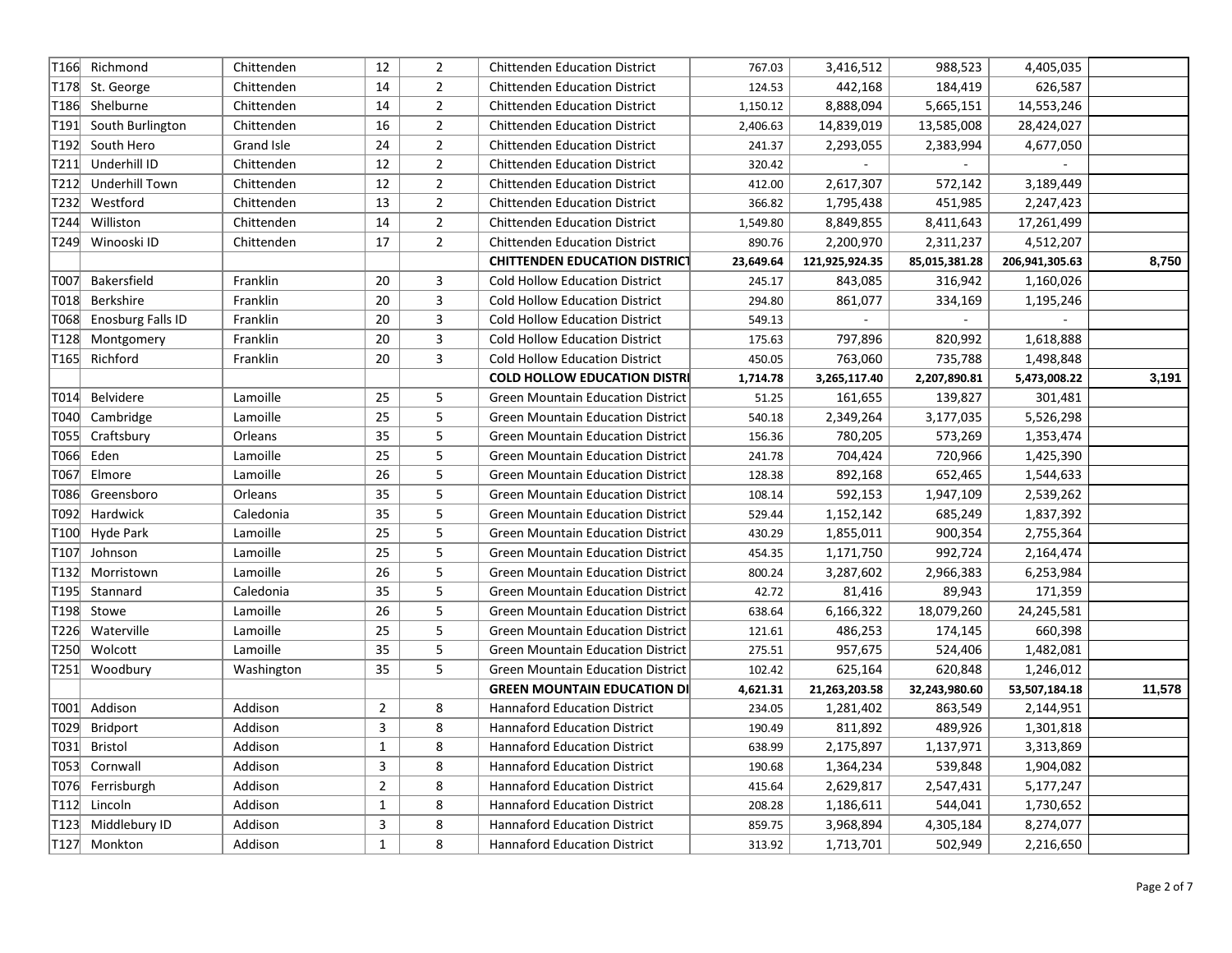| | | | | | | | | | | |
|---|---|---|---|---|---|---|---|---|---|---|
| T166 | Richmond | Chittenden | 12 | 2 | Chittenden Education District | 767.03 | 3,416,512 | 988,523 | 4,405,035 | |
| T178 | St. George | Chittenden | 14 | 2 | Chittenden Education District | 124.53 | 442,168 | 184,419 | 626,587 | |
| T186 | Shelburne | Chittenden | 14 | 2 | Chittenden Education District | 1,150.12 | 8,888,094 | 5,665,151 | 14,553,246 | |
| T191 | South Burlington | Chittenden | 16 | 2 | Chittenden Education District | 2,406.63 | 14,839,019 | 13,585,008 | 28,424,027 | |
| T192 | South Hero | Grand Isle | 24 | 2 | Chittenden Education District | 241.37 | 2,293,055 | 2,383,994 | 4,677,050 | |
| T211 | Underhill ID | Chittenden | 12 | 2 | Chittenden Education District | 320.42 | - | - | - | |
| T212 | Underhill Town | Chittenden | 12 | 2 | Chittenden Education District | 412.00 | 2,617,307 | 572,142 | 3,189,449 | |
| T232 | Westford | Chittenden | 13 | 2 | Chittenden Education District | 366.82 | 1,795,438 | 451,985 | 2,247,423 | |
| T244 | Williston | Chittenden | 14 | 2 | Chittenden Education District | 1,549.80 | 8,849,855 | 8,411,643 | 17,261,499 | |
| T249 | Winooski ID | Chittenden | 17 | 2 | Chittenden Education District | 890.76 | 2,200,970 | 2,311,237 | 4,512,207 | |
| | | | | | **CHITTENDEN EDUCATION DISTRICT** | **23,649.64** | **121,925,924.35** | **85,015,381.28** | **206,941,305.63** | **8,750** |
| T007 | Bakersfield | Franklin | 20 | 3 | Cold Hollow Education District | 245.17 | 843,085 | 316,942 | 1,160,026 | |
| T018 | Berkshire | Franklin | 20 | 3 | Cold Hollow Education District | 294.80 | 861,077 | 334,169 | 1,195,246 | |
| T068 | Enosburg Falls ID | Franklin | 20 | 3 | Cold Hollow Education District | 549.13 | - | - | - | |
| T128 | Montgomery | Franklin | 20 | 3 | Cold Hollow Education District | 175.63 | 797,896 | 820,992 | 1,618,888 | |
| T165 | Richford | Franklin | 20 | 3 | Cold Hollow Education District | 450.05 | 763,060 | 735,788 | 1,498,848 | |
| | | | | | **COLD HOLLOW EDUCATION DISTRI** | **1,714.78** | **3,265,117.40** | **2,207,890.81** | **5,473,008.22** | **3,191** |
| T014 | Belvidere | Lamoille | 25 | 5 | Green Mountain Education District | 51.25 | 161,655 | 139,827 | 301,481 | |
| T040 | Cambridge | Lamoille | 25 | 5 | Green Mountain Education District | 540.18 | 2,349,264 | 3,177,035 | 5,526,298 | |
| T055 | Craftsbury | Orleans | 35 | 5 | Green Mountain Education District | 156.36 | 780,205 | 573,269 | 1,353,474 | |
| T066 | Eden | Lamoille | 25 | 5 | Green Mountain Education District | 241.78 | 704,424 | 720,966 | 1,425,390 | |
| T067 | Elmore | Lamoille | 26 | 5 | Green Mountain Education District | 128.38 | 892,168 | 652,465 | 1,544,633 | |
| T086 | Greensboro | Orleans | 35 | 5 | Green Mountain Education District | 108.14 | 592,153 | 1,947,109 | 2,539,262 | |
| T092 | Hardwick | Caledonia | 35 | 5 | Green Mountain Education District | 529.44 | 1,152,142 | 685,249 | 1,837,392 | |
| T100 | Hyde Park | Lamoille | 25 | 5 | Green Mountain Education District | 430.29 | 1,855,011 | 900,354 | 2,755,364 | |
| T107 | Johnson | Lamoille | 25 | 5 | Green Mountain Education District | 454.35 | 1,171,750 | 992,724 | 2,164,474 | |
| T132 | Morristown | Lamoille | 26 | 5 | Green Mountain Education District | 800.24 | 3,287,602 | 2,966,383 | 6,253,984 | |
| T195 | Stannard | Caledonia | 35 | 5 | Green Mountain Education District | 42.72 | 81,416 | 89,943 | 171,359 | |
| T198 | Stowe | Lamoille | 26 | 5 | Green Mountain Education District | 638.64 | 6,166,322 | 18,079,260 | 24,245,581 | |
| T226 | Waterville | Lamoille | 25 | 5 | Green Mountain Education District | 121.61 | 486,253 | 174,145 | 660,398 | |
| T250 | Wolcott | Lamoille | 35 | 5 | Green Mountain Education District | 275.51 | 957,675 | 524,406 | 1,482,081 | |
| T251 | Woodbury | Washington | 35 | 5 | Green Mountain Education District | 102.42 | 625,164 | 620,848 | 1,246,012 | |
| | | | | | **GREEN MOUNTAIN EDUCATION DI** | **4,621.31** | **21,263,203.58** | **32,243,980.60** | **53,507,184.18** | **11,578** |
| T001 | Addison | Addison | 2 | 8 | Hannaford Education District | 234.05 | 1,281,402 | 863,549 | 2,144,951 | |
| T029 | Bridport | Addison | 3 | 8 | Hannaford Education District | 190.49 | 811,892 | 489,926 | 1,301,818 | |
| T031 | Bristol | Addison | 1 | 8 | Hannaford Education District | 638.99 | 2,175,897 | 1,137,971 | 3,313,869 | |
| T053 | Cornwall | Addison | 3 | 8 | Hannaford Education District | 190.68 | 1,364,234 | 539,848 | 1,904,082 | |
| T076 | Ferrisburgh | Addison | 2 | 8 | Hannaford Education District | 415.64 | 2,629,817 | 2,547,431 | 5,177,247 | |
| T112 | Lincoln | Addison | 1 | 8 | Hannaford Education District | 208.28 | 1,186,611 | 544,041 | 1,730,652 | |
| T123 | Middlebury ID | Addison | 3 | 8 | Hannaford Education District | 859.75 | 3,968,894 | 4,305,184 | 8,274,077 | |
| T127 | Monkton | Addison | 1 | 8 | Hannaford Education District | 313.92 | 1,713,701 | 502,949 | 2,216,650 | |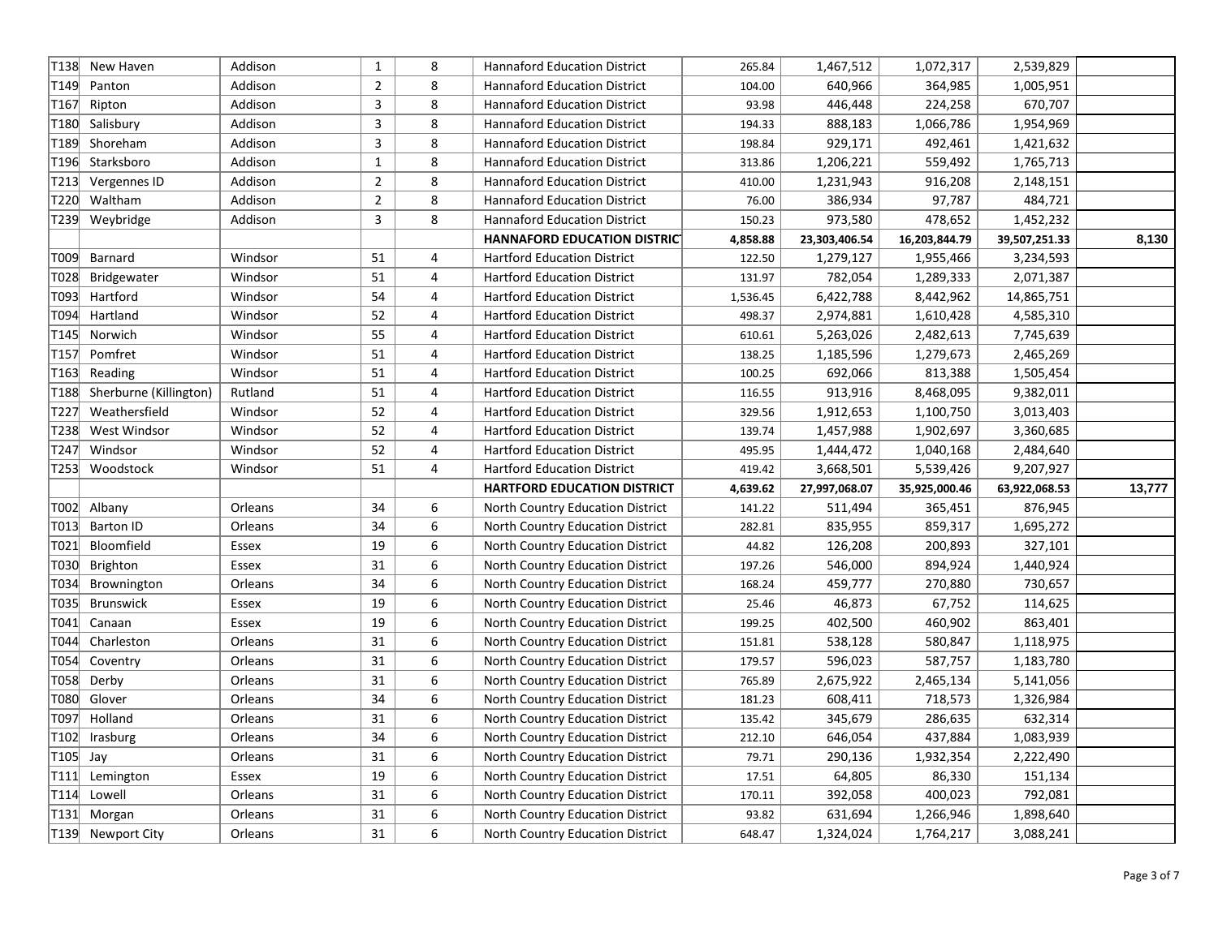| | | | | | | | | | | |
|---|---|---|---|---|---|---|---|---|---|---|
| T138 | New Haven | Addison | 1 | 8 | Hannaford Education District | 265.84 | 1,467,512 | 1,072,317 | 2,539,829 | |
| T149 | Panton | Addison | 2 | 8 | Hannaford Education District | 104.00 | 640,966 | 364,985 | 1,005,951 | |
| T167 | Ripton | Addison | 3 | 8 | Hannaford Education District | 93.98 | 446,448 | 224,258 | 670,707 | |
| T180 | Salisbury | Addison | 3 | 8 | Hannaford Education District | 194.33 | 888,183 | 1,066,786 | 1,954,969 | |
| T189 | Shoreham | Addison | 3 | 8 | Hannaford Education District | 198.84 | 929,171 | 492,461 | 1,421,632 | |
| T196 | Starksboro | Addison | 1 | 8 | Hannaford Education District | 313.86 | 1,206,221 | 559,492 | 1,765,713 | |
| T213 | Vergennes ID | Addison | 2 | 8 | Hannaford Education District | 410.00 | 1,231,943 | 916,208 | 2,148,151 | |
| T220 | Waltham | Addison | 2 | 8 | Hannaford Education District | 76.00 | 386,934 | 97,787 | 484,721 | |
| T239 | Weybridge | Addison | 3 | 8 | Hannaford Education District | 150.23 | 973,580 | 478,652 | 1,452,232 | |
| | | | | | **HANNAFORD EDUCATION DISTRICT** | **4,858.88** | **23,303,406.54** | **16,203,844.79** | **39,507,251.33** | **8,130** |
| T009 | Barnard | Windsor | 51 | 4 | Hartford Education District | 122.50 | 1,279,127 | 1,955,466 | 3,234,593 | |
| T028 | Bridgewater | Windsor | 51 | 4 | Hartford Education District | 131.97 | 782,054 | 1,289,333 | 2,071,387 | |
| T093 | Hartford | Windsor | 54 | 4 | Hartford Education District | 1,536.45 | 6,422,788 | 8,442,962 | 14,865,751 | |
| T094 | Hartland | Windsor | 52 | 4 | Hartford Education District | 498.37 | 2,974,881 | 1,610,428 | 4,585,310 | |
| T145 | Norwich | Windsor | 55 | 4 | Hartford Education District | 610.61 | 5,263,026 | 2,482,613 | 7,745,639 | |
| T157 | Pomfret | Windsor | 51 | 4 | Hartford Education District | 138.25 | 1,185,596 | 1,279,673 | 2,465,269 | |
| T163 | Reading | Windsor | 51 | 4 | Hartford Education District | 100.25 | 692,066 | 813,388 | 1,505,454 | |
| T188 | Sherburne (Killington) | Rutland | 51 | 4 | Hartford Education District | 116.55 | 913,916 | 8,468,095 | 9,382,011 | |
| T227 | Weathersfield | Windsor | 52 | 4 | Hartford Education District | 329.56 | 1,912,653 | 1,100,750 | 3,013,403 | |
| T238 | West Windsor | Windsor | 52 | 4 | Hartford Education District | 139.74 | 1,457,988 | 1,902,697 | 3,360,685 | |
| T247 | Windsor | Windsor | 52 | 4 | Hartford Education District | 495.95 | 1,444,472 | 1,040,168 | 2,484,640 | |
| T253 | Woodstock | Windsor | 51 | 4 | Hartford Education District | 419.42 | 3,668,501 | 5,539,426 | 9,207,927 | |
| | | | | | **HARTFORD EDUCATION DISTRICT** | **4,639.62** | **27,997,068.07** | **35,925,000.46** | **63,922,068.53** | **13,777** |
| T002 | Albany | Orleans | 34 | 6 | North Country Education District | 141.22 | 511,494 | 365,451 | 876,945 | |
| T013 | Barton ID | Orleans | 34 | 6 | North Country Education District | 282.81 | 835,955 | 859,317 | 1,695,272 | |
| T021 | Bloomfield | Essex | 19 | 6 | North Country Education District | 44.82 | 126,208 | 200,893 | 327,101 | |
| T030 | Brighton | Essex | 31 | 6 | North Country Education District | 197.26 | 546,000 | 894,924 | 1,440,924 | |
| T034 | Brownington | Orleans | 34 | 6 | North Country Education District | 168.24 | 459,777 | 270,880 | 730,657 | |
| T035 | Brunswick | Essex | 19 | 6 | North Country Education District | 25.46 | 46,873 | 67,752 | 114,625 | |
| T041 | Canaan | Essex | 19 | 6 | North Country Education District | 199.25 | 402,500 | 460,902 | 863,401 | |
| T044 | Charleston | Orleans | 31 | 6 | North Country Education District | 151.81 | 538,128 | 580,847 | 1,118,975 | |
| T054 | Coventry | Orleans | 31 | 6 | North Country Education District | 179.57 | 596,023 | 587,757 | 1,183,780 | |
| T058 | Derby | Orleans | 31 | 6 | North Country Education District | 765.89 | 2,675,922 | 2,465,134 | 5,141,056 | |
| T080 | Glover | Orleans | 34 | 6 | North Country Education District | 181.23 | 608,411 | 718,573 | 1,326,984 | |
| T097 | Holland | Orleans | 31 | 6 | North Country Education District | 135.42 | 345,679 | 286,635 | 632,314 | |
| T102 | Irasburg | Orleans | 34 | 6 | North Country Education District | 212.10 | 646,054 | 437,884 | 1,083,939 | |
| T105 | Jay | Orleans | 31 | 6 | North Country Education District | 79.71 | 290,136 | 1,932,354 | 2,222,490 | |
| T111 | Lemington | Essex | 19 | 6 | North Country Education District | 17.51 | 64,805 | 86,330 | 151,134 | |
| T114 | Lowell | Orleans | 31 | 6 | North Country Education District | 170.11 | 392,058 | 400,023 | 792,081 | |
| T131 | Morgan | Orleans | 31 | 6 | North Country Education District | 93.82 | 631,694 | 1,266,946 | 1,898,640 | |
| T139 | Newport City | Orleans | 31 | 6 | North Country Education District | 648.47 | 1,324,024 | 1,764,217 | 3,088,241 | |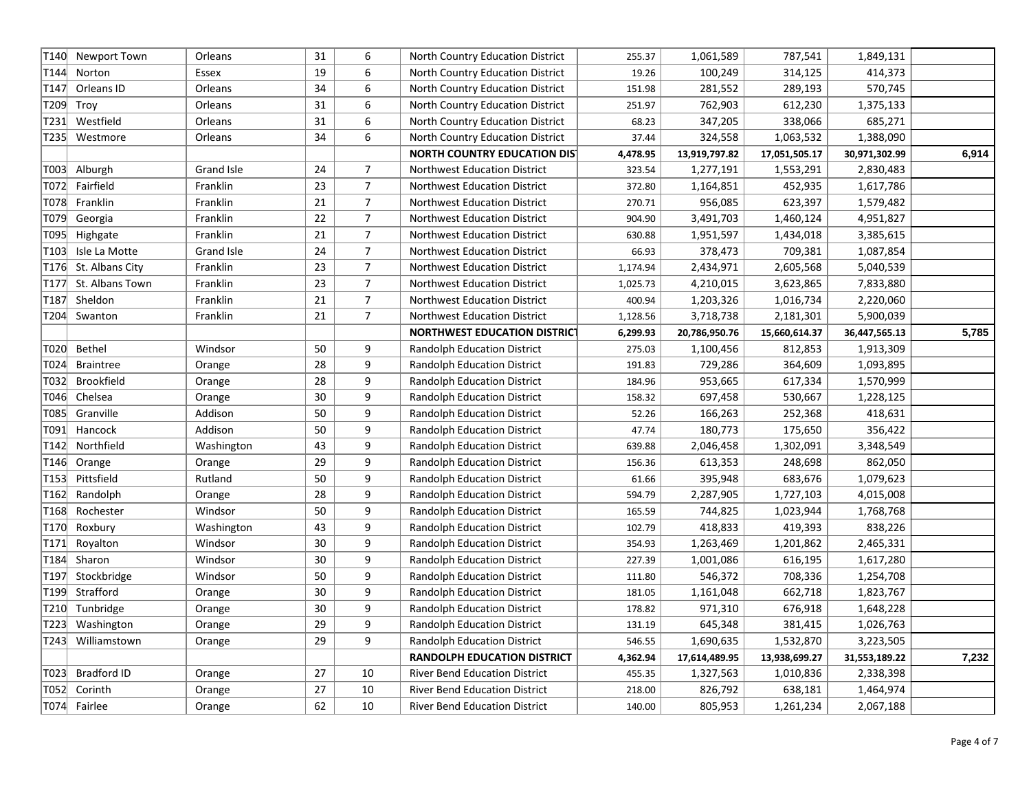| | | | | | | | | | |
|---|---|---|---|---|---|---|---|---|---|
| T140 | Newport Town | Orleans | 31 | 6 | North Country Education District | 255.37 | 1,061,589 | 787,541 | 1,849,131 | |
| T144 | Norton | Essex | 19 | 6 | North Country Education District | 19.26 | 100,249 | 314,125 | 414,373 | |
| T147 | Orleans ID | Orleans | 34 | 6 | North Country Education District | 151.98 | 281,552 | 289,193 | 570,745 | |
| T209 | Troy | Orleans | 31 | 6 | North Country Education District | 251.97 | 762,903 | 612,230 | 1,375,133 | |
| T231 | Westfield | Orleans | 31 | 6 | North Country Education District | 68.23 | 347,205 | 338,066 | 685,271 | |
| T235 | Westmore | Orleans | 34 | 6 | North Country Education District | 37.44 | 324,558 | 1,063,532 | 1,388,090 | |
| | | | | | **NORTH COUNTRY EDUCATION DIS** | **4,478.95** | **13,919,797.82** | **17,051,505.17** | **30,971,302.99** | **6,914** |
| T003 | Alburgh | Grand Isle | 24 | 7 | Northwest Education District | 323.54 | 1,277,191 | 1,553,291 | 2,830,483 | |
| T072 | Fairfield | Franklin | 23 | 7 | Northwest Education District | 372.80 | 1,164,851 | 452,935 | 1,617,786 | |
| T078 | Franklin | Franklin | 21 | 7 | Northwest Education District | 270.71 | 956,085 | 623,397 | 1,579,482 | |
| T079 | Georgia | Franklin | 22 | 7 | Northwest Education District | 904.90 | 3,491,703 | 1,460,124 | 4,951,827 | |
| T095 | Highgate | Franklin | 21 | 7 | Northwest Education District | 630.88 | 1,951,597 | 1,434,018 | 3,385,615 | |
| T103 | Isle La Motte | Grand Isle | 24 | 7 | Northwest Education District | 66.93 | 378,473 | 709,381 | 1,087,854 | |
| T176 | St. Albans City | Franklin | 23 | 7 | Northwest Education District | 1,174.94 | 2,434,971 | 2,605,568 | 5,040,539 | |
| T177 | St. Albans Town | Franklin | 23 | 7 | Northwest Education District | 1,025.73 | 4,210,015 | 3,623,865 | 7,833,880 | |
| T187 | Sheldon | Franklin | 21 | 7 | Northwest Education District | 400.94 | 1,203,326 | 1,016,734 | 2,220,060 | |
| T204 | Swanton | Franklin | 21 | 7 | Northwest Education District | 1,128.56 | 3,718,738 | 2,181,301 | 5,900,039 | |
| | | | | | **NORTHWEST EDUCATION DISTRICT** | **6,299.93** | **20,786,950.76** | **15,660,614.37** | **36,447,565.13** | **5,785** |
| T020 | Bethel | Windsor | 50 | 9 | Randolph Education District | 275.03 | 1,100,456 | 812,853 | 1,913,309 | |
| T024 | Braintree | Orange | 28 | 9 | Randolph Education District | 191.83 | 729,286 | 364,609 | 1,093,895 | |
| T032 | Brookfield | Orange | 28 | 9 | Randolph Education District | 184.96 | 953,665 | 617,334 | 1,570,999 | |
| T046 | Chelsea | Orange | 30 | 9 | Randolph Education District | 158.32 | 697,458 | 530,667 | 1,228,125 | |
| T085 | Granville | Addison | 50 | 9 | Randolph Education District | 52.26 | 166,263 | 252,368 | 418,631 | |
| T091 | Hancock | Addison | 50 | 9 | Randolph Education District | 47.74 | 180,773 | 175,650 | 356,422 | |
| T142 | Northfield | Washington | 43 | 9 | Randolph Education District | 639.88 | 2,046,458 | 1,302,091 | 3,348,549 | |
| T146 | Orange | Orange | 29 | 9 | Randolph Education District | 156.36 | 613,353 | 248,698 | 862,050 | |
| T153 | Pittsfield | Rutland | 50 | 9 | Randolph Education District | 61.66 | 395,948 | 683,676 | 1,079,623 | |
| T162 | Randolph | Orange | 28 | 9 | Randolph Education District | 594.79 | 2,287,905 | 1,727,103 | 4,015,008 | |
| T168 | Rochester | Windsor | 50 | 9 | Randolph Education District | 165.59 | 744,825 | 1,023,944 | 1,768,768 | |
| T170 | Roxbury | Washington | 43 | 9 | Randolph Education District | 102.79 | 418,833 | 419,393 | 838,226 | |
| T171 | Royalton | Windsor | 30 | 9 | Randolph Education District | 354.93 | 1,263,469 | 1,201,862 | 2,465,331 | |
| T184 | Sharon | Windsor | 30 | 9 | Randolph Education District | 227.39 | 1,001,086 | 616,195 | 1,617,280 | |
| T197 | Stockbridge | Windsor | 50 | 9 | Randolph Education District | 111.80 | 546,372 | 708,336 | 1,254,708 | |
| T199 | Strafford | Orange | 30 | 9 | Randolph Education District | 181.05 | 1,161,048 | 662,718 | 1,823,767 | |
| T210 | Tunbridge | Orange | 30 | 9 | Randolph Education District | 178.82 | 971,310 | 676,918 | 1,648,228 | |
| T223 | Washington | Orange | 29 | 9 | Randolph Education District | 131.19 | 645,348 | 381,415 | 1,026,763 | |
| T243 | Williamstown | Orange | 29 | 9 | Randolph Education District | 546.55 | 1,690,635 | 1,532,870 | 3,223,505 | |
| | | | | | **RANDOLPH EDUCATION DISTRICT** | **4,362.94** | **17,614,489.95** | **13,938,699.27** | **31,553,189.22** | **7,232** |
| T023 | Bradford ID | Orange | 27 | 10 | River Bend Education District | 455.35 | 1,327,563 | 1,010,836 | 2,338,398 | |
| T052 | Corinth | Orange | 27 | 10 | River Bend Education District | 218.00 | 826,792 | 638,181 | 1,464,974 | |
| T074 | Fairlee | Orange | 62 | 10 | River Bend Education District | 140.00 | 805,953 | 1,261,234 | 2,067,188 | |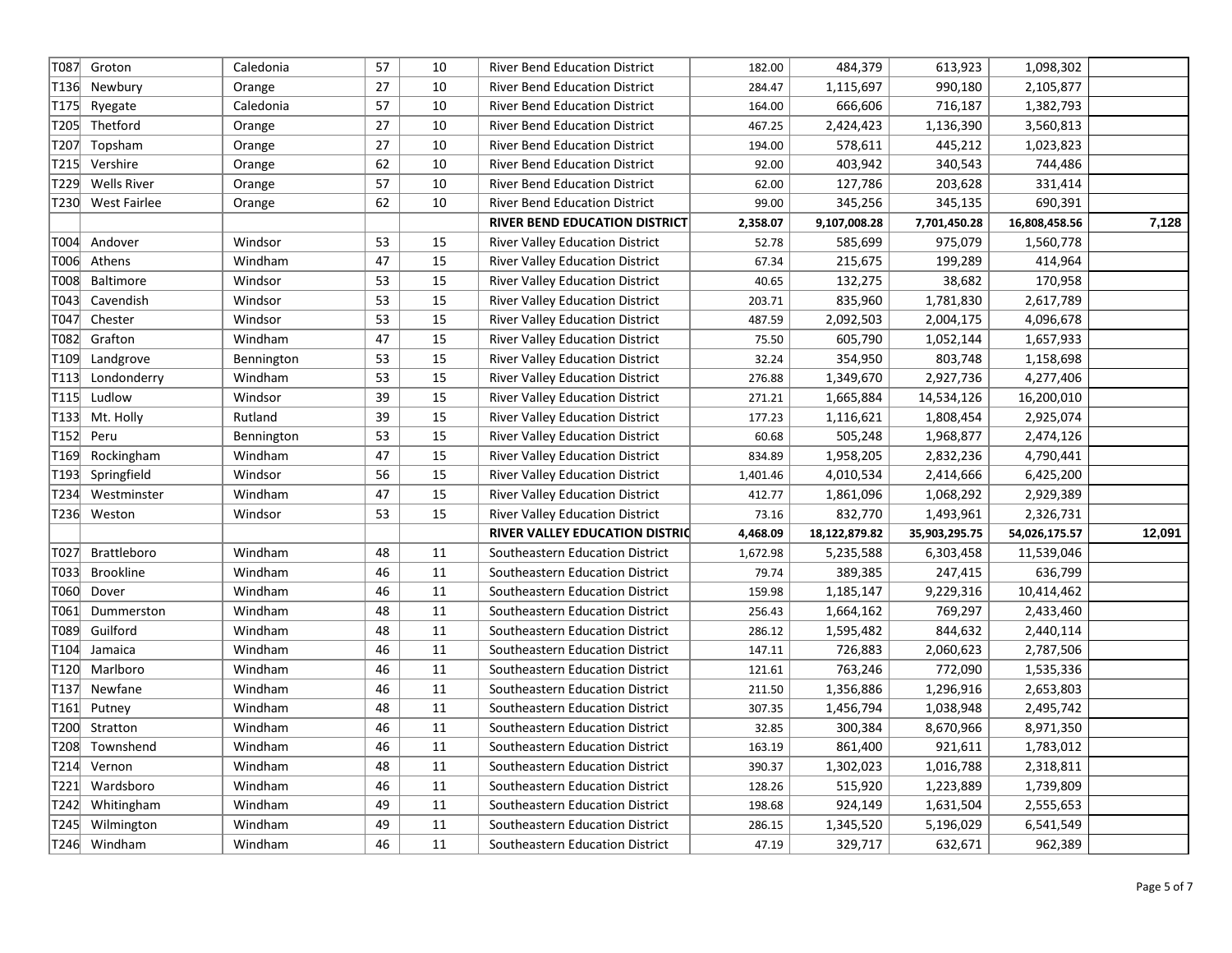| | | | | | | | | | | |
|---|---|---|---|---|---|---|---|---|---|---|
| T087 | Groton | Caledonia | 57 | 10 | River Bend Education District | 182.00 | 484,379 | 613,923 | 1,098,302 | |
| T136 | Newbury | Orange | 27 | 10 | River Bend Education District | 284.47 | 1,115,697 | 990,180 | 2,105,877 | |
| T175 | Ryegate | Caledonia | 57 | 10 | River Bend Education District | 164.00 | 666,606 | 716,187 | 1,382,793 | |
| T205 | Thetford | Orange | 27 | 10 | River Bend Education District | 467.25 | 2,424,423 | 1,136,390 | 3,560,813 | |
| T207 | Topsham | Orange | 27 | 10 | River Bend Education District | 194.00 | 578,611 | 445,212 | 1,023,823 | |
| T215 | Vershire | Orange | 62 | 10 | River Bend Education District | 92.00 | 403,942 | 340,543 | 744,486 | |
| T229 | Wells River | Orange | 57 | 10 | River Bend Education District | 62.00 | 127,786 | 203,628 | 331,414 | |
| T230 | West Fairlee | Orange | 62 | 10 | River Bend Education District | 99.00 | 345,256 | 345,135 | 690,391 | |
| | | | | | **RIVER BEND EDUCATION DISTRICT** | **2,358.07** | **9,107,008.28** | **7,701,450.28** | **16,808,458.56** | **7,128** |
| T004 | Andover | Windsor | 53 | 15 | River Valley Education District | 52.78 | 585,699 | 975,079 | 1,560,778 | |
| T006 | Athens | Windham | 47 | 15 | River Valley Education District | 67.34 | 215,675 | 199,289 | 414,964 | |
| T008 | Baltimore | Windsor | 53 | 15 | River Valley Education District | 40.65 | 132,275 | 38,682 | 170,958 | |
| T043 | Cavendish | Windsor | 53 | 15 | River Valley Education District | 203.71 | 835,960 | 1,781,830 | 2,617,789 | |
| T047 | Chester | Windsor | 53 | 15 | River Valley Education District | 487.59 | 2,092,503 | 2,004,175 | 4,096,678 | |
| T082 | Grafton | Windham | 47 | 15 | River Valley Education District | 75.50 | 605,790 | 1,052,144 | 1,657,933 | |
| T109 | Landgrove | Bennington | 53 | 15 | River Valley Education District | 32.24 | 354,950 | 803,748 | 1,158,698 | |
| T113 | Londonderry | Windham | 53 | 15 | River Valley Education District | 276.88 | 1,349,670 | 2,927,736 | 4,277,406 | |
| T115 | Ludlow | Windsor | 39 | 15 | River Valley Education District | 271.21 | 1,665,884 | 14,534,126 | 16,200,010 | |
| T133 | Mt. Holly | Rutland | 39 | 15 | River Valley Education District | 177.23 | 1,116,621 | 1,808,454 | 2,925,074 | |
| T152 | Peru | Bennington | 53 | 15 | River Valley Education District | 60.68 | 505,248 | 1,968,877 | 2,474,126 | |
| T169 | Rockingham | Windham | 47 | 15 | River Valley Education District | 834.89 | 1,958,205 | 2,832,236 | 4,790,441 | |
| T193 | Springfield | Windsor | 56 | 15 | River Valley Education District | 1,401.46 | 4,010,534 | 2,414,666 | 6,425,200 | |
| T234 | Westminster | Windham | 47 | 15 | River Valley Education District | 412.77 | 1,861,096 | 1,068,292 | 2,929,389 | |
| T236 | Weston | Windsor | 53 | 15 | River Valley Education District | 73.16 | 832,770 | 1,493,961 | 2,326,731 | |
| | | | | | **RIVER VALLEY EDUCATION DISTRIC** | **4,468.09** | **18,122,879.82** | **35,903,295.75** | **54,026,175.57** | **12,091** |
| T027 | Brattleboro | Windham | 48 | 11 | Southeastern Education District | 1,672.98 | 5,235,588 | 6,303,458 | 11,539,046 | |
| T033 | Brookline | Windham | 46 | 11 | Southeastern Education District | 79.74 | 389,385 | 247,415 | 636,799 | |
| T060 | Dover | Windham | 46 | 11 | Southeastern Education District | 159.98 | 1,185,147 | 9,229,316 | 10,414,462 | |
| T061 | Dummerston | Windham | 48 | 11 | Southeastern Education District | 256.43 | 1,664,162 | 769,297 | 2,433,460 | |
| T089 | Guilford | Windham | 48 | 11 | Southeastern Education District | 286.12 | 1,595,482 | 844,632 | 2,440,114 | |
| T104 | Jamaica | Windham | 46 | 11 | Southeastern Education District | 147.11 | 726,883 | 2,060,623 | 2,787,506 | |
| T120 | Marlboro | Windham | 46 | 11 | Southeastern Education District | 121.61 | 763,246 | 772,090 | 1,535,336 | |
| T137 | Newfane | Windham | 46 | 11 | Southeastern Education District | 211.50 | 1,356,886 | 1,296,916 | 2,653,803 | |
| T161 | Putney | Windham | 48 | 11 | Southeastern Education District | 307.35 | 1,456,794 | 1,038,948 | 2,495,742 | |
| T200 | Stratton | Windham | 46 | 11 | Southeastern Education District | 32.85 | 300,384 | 8,670,966 | 8,971,350 | |
| T208 | Townshend | Windham | 46 | 11 | Southeastern Education District | 163.19 | 861,400 | 921,611 | 1,783,012 | |
| T214 | Vernon | Windham | 48 | 11 | Southeastern Education District | 390.37 | 1,302,023 | 1,016,788 | 2,318,811 | |
| T221 | Wardsboro | Windham | 46 | 11 | Southeastern Education District | 128.26 | 515,920 | 1,223,889 | 1,739,809 | |
| T242 | Whitingham | Windham | 49 | 11 | Southeastern Education District | 198.68 | 924,149 | 1,631,504 | 2,555,653 | |
| T245 | Wilmington | Windham | 49 | 11 | Southeastern Education District | 286.15 | 1,345,520 | 5,196,029 | 6,541,549 | |
| T246 | Windham | Windham | 46 | 11 | Southeastern Education District | 47.19 | 329,717 | 632,671 | 962,389 | |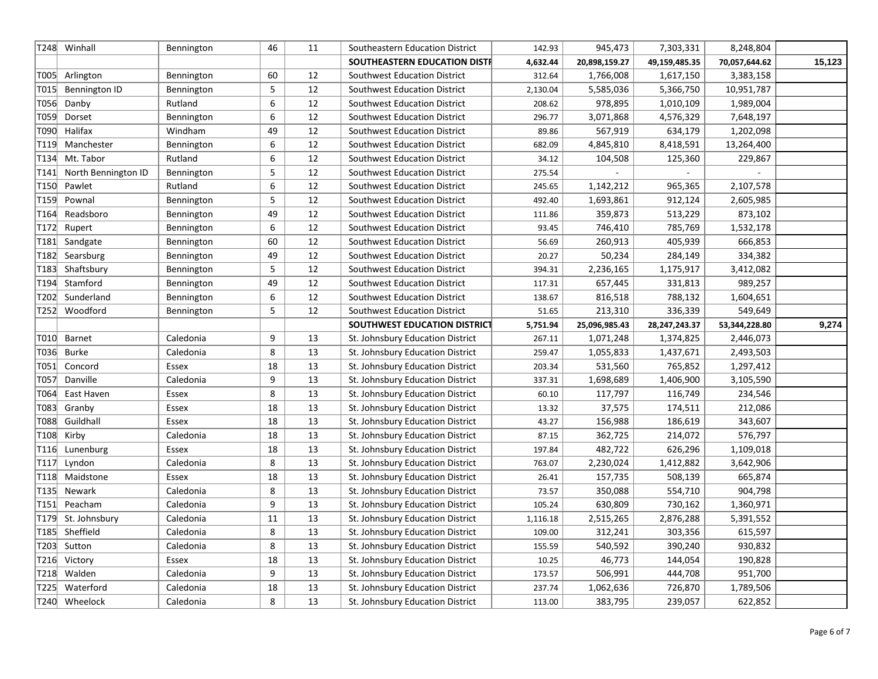| | | | | | | | | | | |
|---|---|---|---|---|---|---|---|---|---|---|
| T248 | Winhall | Bennington | 46 | 11 | Southeastern Education District | 142.93 | 945,473 | 7,303,331 | 8,248,804 | |
| | | | | | **SOUTHEASTERN EDUCATION DISTR** | **4,632.44** | **20,898,159.27** | **49,159,485.35** | **70,057,644.62** | **15,123** |
| T005 | Arlington | Bennington | 60 | 12 | Southwest Education District | 312.64 | 1,766,008 | 1,617,150 | 3,383,158 | |
| T015 | Bennington ID | Bennington | 5 | 12 | Southwest Education District | 2,130.04 | 5,585,036 | 5,366,750 | 10,951,787 | |
| T056 | Danby | Rutland | 6 | 12 | Southwest Education District | 208.62 | 978,895 | 1,010,109 | 1,989,004 | |
| T059 | Dorset | Bennington | 6 | 12 | Southwest Education District | 296.77 | 3,071,868 | 4,576,329 | 7,648,197 | |
| T090 | Halifax | Windham | 49 | 12 | Southwest Education District | 89.86 | 567,919 | 634,179 | 1,202,098 | |
| T119 | Manchester | Bennington | 6 | 12 | Southwest Education District | 682.09 | 4,845,810 | 8,418,591 | 13,264,400 | |
| T134 | Mt. Tabor | Rutland | 6 | 12 | Southwest Education District | 34.12 | 104,508 | 125,360 | 229,867 | |
| T141 | North Bennington ID | Bennington | 5 | 12 | Southwest Education District | 275.54 | - | - | - | |
| T150 | Pawlet | Rutland | 6 | 12 | Southwest Education District | 245.65 | 1,142,212 | 965,365 | 2,107,578 | |
| T159 | Pownal | Bennington | 5 | 12 | Southwest Education District | 492.40 | 1,693,861 | 912,124 | 2,605,985 | |
| T164 | Readsboro | Bennington | 49 | 12 | Southwest Education District | 111.86 | 359,873 | 513,229 | 873,102 | |
| T172 | Rupert | Bennington | 6 | 12 | Southwest Education District | 93.45 | 746,410 | 785,769 | 1,532,178 | |
| T181 | Sandgate | Bennington | 60 | 12 | Southwest Education District | 56.69 | 260,913 | 405,939 | 666,853 | |
| T182 | Searsburg | Bennington | 49 | 12 | Southwest Education District | 20.27 | 50,234 | 284,149 | 334,382 | |
| T183 | Shaftsbury | Bennington | 5 | 12 | Southwest Education District | 394.31 | 2,236,165 | 1,175,917 | 3,412,082 | |
| T194 | Stamford | Bennington | 49 | 12 | Southwest Education District | 117.31 | 657,445 | 331,813 | 989,257 | |
| T202 | Sunderland | Bennington | 6 | 12 | Southwest Education District | 138.67 | 816,518 | 788,132 | 1,604,651 | |
| T252 | Woodford | Bennington | 5 | 12 | Southwest Education District | 51.65 | 213,310 | 336,339 | 549,649 | |
| | | | | | **SOUTHWEST EDUCATION DISTRICT** | **5,751.94** | **25,096,985.43** | **28,247,243.37** | **53,344,228.80** | **9,274** |
| T010 | Barnet | Caledonia | 9 | 13 | St. Johnsbury Education District | 267.11 | 1,071,248 | 1,374,825 | 2,446,073 | |
| T036 | Burke | Caledonia | 8 | 13 | St. Johnsbury Education District | 259.47 | 1,055,833 | 1,437,671 | 2,493,503 | |
| T051 | Concord | Essex | 18 | 13 | St. Johnsbury Education District | 203.34 | 531,560 | 765,852 | 1,297,412 | |
| T057 | Danville | Caledonia | 9 | 13 | St. Johnsbury Education District | 337.31 | 1,698,689 | 1,406,900 | 3,105,590 | |
| T064 | East Haven | Essex | 8 | 13 | St. Johnsbury Education District | 60.10 | 117,797 | 116,749 | 234,546 | |
| T083 | Granby | Essex | 18 | 13 | St. Johnsbury Education District | 13.32 | 37,575 | 174,511 | 212,086 | |
| T088 | Guildhall | Essex | 18 | 13 | St. Johnsbury Education District | 43.27 | 156,988 | 186,619 | 343,607 | |
| T108 | Kirby | Caledonia | 18 | 13 | St. Johnsbury Education District | 87.15 | 362,725 | 214,072 | 576,797 | |
| T116 | Lunenburg | Essex | 18 | 13 | St. Johnsbury Education District | 197.84 | 482,722 | 626,296 | 1,109,018 | |
| T117 | Lyndon | Caledonia | 8 | 13 | St. Johnsbury Education District | 763.07 | 2,230,024 | 1,412,882 | 3,642,906 | |
| T118 | Maidstone | Essex | 18 | 13 | St. Johnsbury Education District | 26.41 | 157,735 | 508,139 | 665,874 | |
| T135 | Newark | Caledonia | 8 | 13 | St. Johnsbury Education District | 73.57 | 350,088 | 554,710 | 904,798 | |
| T151 | Peacham | Caledonia | 9 | 13 | St. Johnsbury Education District | 105.24 | 630,809 | 730,162 | 1,360,971 | |
| T179 | St. Johnsbury | Caledonia | 11 | 13 | St. Johnsbury Education District | 1,116.18 | 2,515,265 | 2,876,288 | 5,391,552 | |
| T185 | Sheffield | Caledonia | 8 | 13 | St. Johnsbury Education District | 109.00 | 312,241 | 303,356 | 615,597 | |
| T203 | Sutton | Caledonia | 8 | 13 | St. Johnsbury Education District | 155.59 | 540,592 | 390,240 | 930,832 | |
| T216 | Victory | Essex | 18 | 13 | St. Johnsbury Education District | 10.25 | 46,773 | 144,054 | 190,828 | |
| T218 | Walden | Caledonia | 9 | 13 | St. Johnsbury Education District | 173.57 | 506,991 | 444,708 | 951,700 | |
| T225 | Waterford | Caledonia | 18 | 13 | St. Johnsbury Education District | 237.74 | 1,062,636 | 726,870 | 1,789,506 | |
| T240 | Wheelock | Caledonia | 8 | 13 | St. Johnsbury Education District | 113.00 | 383,795 | 239,057 | 622,852 | |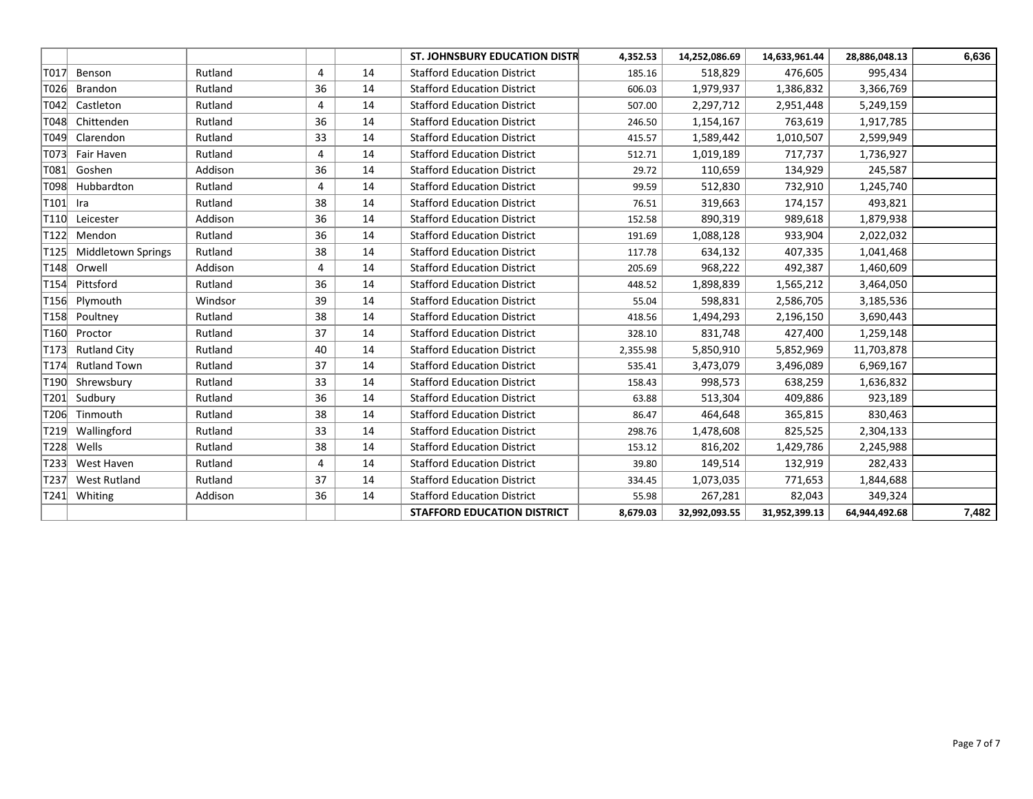| | | | | | | | | | | |
|---|---|---|---|---|---|---|---|---|---|---|
| | | | | | **ST. JOHNSBURY EDUCATION DISTR** | **4,352.53** | **14,252,086.69** | **14,633,961.44** | **28,886,048.13** | **6,636** |
| T017 | Benson | Rutland | 4 | 14 | Stafford Education District | 185.16 | 518,829 | 476,605 | 995,434 | |
| T026 | Brandon | Rutland | 36 | 14 | Stafford Education District | 606.03 | 1,979,937 | 1,386,832 | 3,366,769 | |
| T042 | Castleton | Rutland | 4 | 14 | Stafford Education District | 507.00 | 2,297,712 | 2,951,448 | 5,249,159 | |
| T048 | Chittenden | Rutland | 36 | 14 | Stafford Education District | 246.50 | 1,154,167 | 763,619 | 1,917,785 | |
| T049 | Clarendon | Rutland | 33 | 14 | Stafford Education District | 415.57 | 1,589,442 | 1,010,507 | 2,599,949 | |
| T073 | Fair Haven | Rutland | 4 | 14 | Stafford Education District | 512.71 | 1,019,189 | 717,737 | 1,736,927 | |
| T081 | Goshen | Addison | 36 | 14 | Stafford Education District | 29.72 | 110,659 | 134,929 | 245,587 | |
| T098 | Hubbardton | Rutland | 4 | 14 | Stafford Education District | 99.59 | 512,830 | 732,910 | 1,245,740 | |
| T101 | Ira | Rutland | 38 | 14 | Stafford Education District | 76.51 | 319,663 | 174,157 | 493,821 | |
| T110 | Leicester | Addison | 36 | 14 | Stafford Education District | 152.58 | 890,319 | 989,618 | 1,879,938 | |
| T122 | Mendon | Rutland | 36 | 14 | Stafford Education District | 191.69 | 1,088,128 | 933,904 | 2,022,032 | |
| T125 | Middletown Springs | Rutland | 38 | 14 | Stafford Education District | 117.78 | 634,132 | 407,335 | 1,041,468 | |
| T148 | Orwell | Addison | 4 | 14 | Stafford Education District | 205.69 | 968,222 | 492,387 | 1,460,609 | |
| T154 | Pittsford | Rutland | 36 | 14 | Stafford Education District | 448.52 | 1,898,839 | 1,565,212 | 3,464,050 | |
| T156 | Plymouth | Windsor | 39 | 14 | Stafford Education District | 55.04 | 598,831 | 2,586,705 | 3,185,536 | |
| T158 | Poultney | Rutland | 38 | 14 | Stafford Education District | 418.56 | 1,494,293 | 2,196,150 | 3,690,443 | |
| T160 | Proctor | Rutland | 37 | 14 | Stafford Education District | 328.10 | 831,748 | 427,400 | 1,259,148 | |
| T173 | Rutland City | Rutland | 40 | 14 | Stafford Education District | 2,355.98 | 5,850,910 | 5,852,969 | 11,703,878 | |
| T174 | Rutland Town | Rutland | 37 | 14 | Stafford Education District | 535.41 | 3,473,079 | 3,496,089 | 6,969,167 | |
| T190 | Shrewsbury | Rutland | 33 | 14 | Stafford Education District | 158.43 | 998,573 | 638,259 | 1,636,832 | |
| T201 | Sudbury | Rutland | 36 | 14 | Stafford Education District | 63.88 | 513,304 | 409,886 | 923,189 | |
| T206 | Tinmouth | Rutland | 38 | 14 | Stafford Education District | 86.47 | 464,648 | 365,815 | 830,463 | |
| T219 | Wallingford | Rutland | 33 | 14 | Stafford Education District | 298.76 | 1,478,608 | 825,525 | 2,304,133 | |
| T228 | Wells | Rutland | 38 | 14 | Stafford Education District | 153.12 | 816,202 | 1,429,786 | 2,245,988 | |
| T233 | West Haven | Rutland | 4 | 14 | Stafford Education District | 39.80 | 149,514 | 132,919 | 282,433 | |
| T237 | West Rutland | Rutland | 37 | 14 | Stafford Education District | 334.45 | 1,073,035 | 771,653 | 1,844,688 | |
| T241 | Whiting | Addison | 36 | 14 | Stafford Education District | 55.98 | 267,281 | 82,043 | 349,324 | |
| | | | | | **STAFFORD EDUCATION DISTRICT** | **8,679.03** | **32,992,093.55** | **31,952,399.13** | **64,944,492.68** | **7,482** |